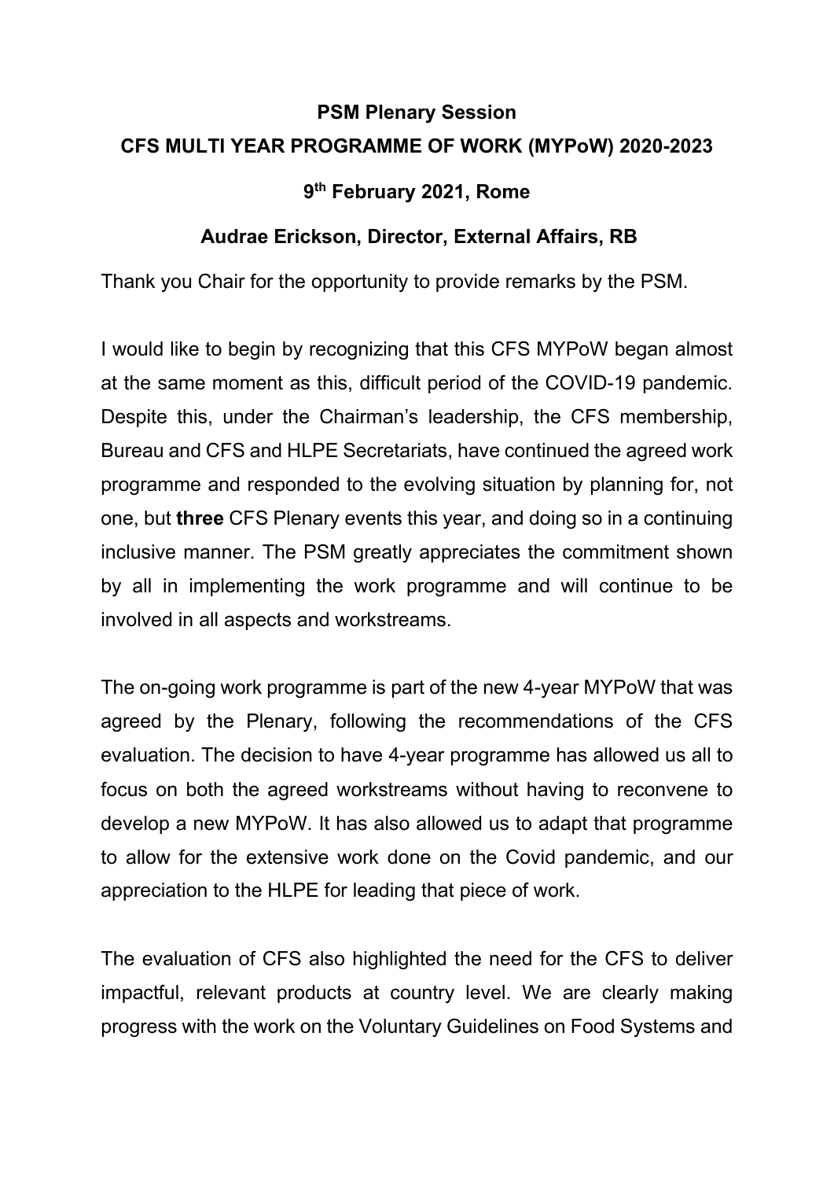**PSM Plenary Session**

**CFS MULTI YEAR PROGRAMME OF WORK (MYPoW) 2020-2023**

**9th February 2021, Rome**

**Audrae Erickson, Director, External Affairs, RB**

Thank you Chair for the opportunity to provide remarks by the PSM.

I would like to begin by recognizing that this CFS MYPoW began almost at the same moment as this, difficult period of the COVID-19 pandemic. Despite this, under the Chairman's leadership, the CFS membership, Bureau and CFS and HLPE Secretariats, have continued the agreed work programme and responded to the evolving situation by planning for, not one, but **three** CFS Plenary events this year, and doing so in a continuing inclusive manner. The PSM greatly appreciates the commitment shown by all in implementing the work programme and will continue to be involved in all aspects and workstreams.

The on-going work programme is part of the new 4-year MYPoW that was agreed by the Plenary, following the recommendations of the CFS evaluation. The decision to have 4-year programme has allowed us all to focus on both the agreed workstreams without having to reconvene to develop a new MYPoW. It has also allowed us to adapt that programme to allow for the extensive work done on the Covid pandemic, and our appreciation to the HLPE for leading that piece of work.

The evaluation of CFS also highlighted the need for the CFS to deliver impactful, relevant products at country level. We are clearly making progress with the work on the Voluntary Guidelines on Food Systems and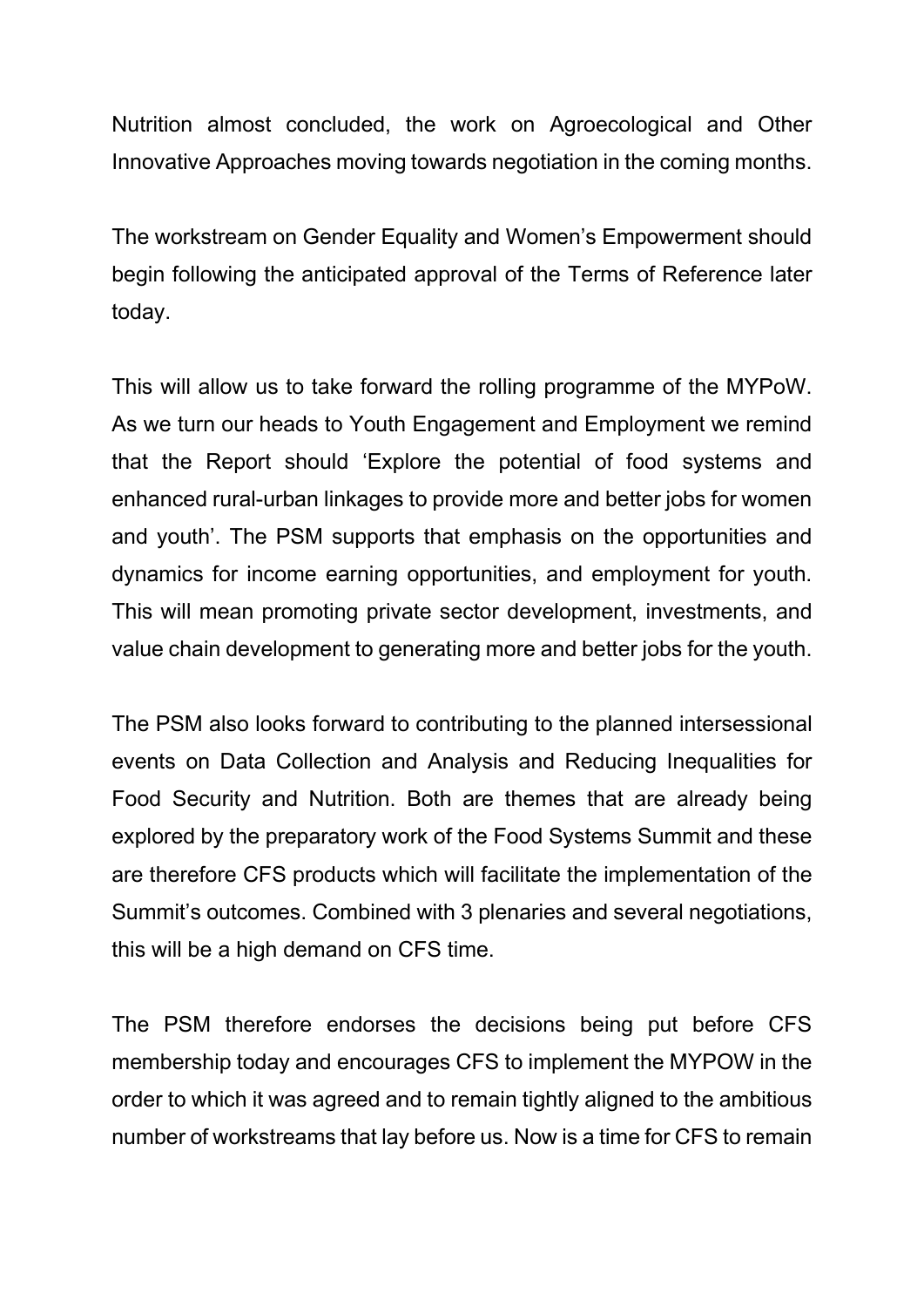Nutrition almost concluded, the work on Agroecological and Other Innovative Approaches moving towards negotiation in the coming months.

The workstream on Gender Equality and Women's Empowerment should begin following the anticipated approval of the Terms of Reference later today.

This will allow us to take forward the rolling programme of the MYPoW. As we turn our heads to Youth Engagement and Employment we remind that the Report should 'Explore the potential of food systems and enhanced rural-urban linkages to provide more and better jobs for women and youth'. The PSM supports that emphasis on the opportunities and dynamics for income earning opportunities, and employment for youth. This will mean promoting private sector development, investments, and value chain development to generating more and better jobs for the youth.

The PSM also looks forward to contributing to the planned intersessional events on Data Collection and Analysis and Reducing Inequalities for Food Security and Nutrition. Both are themes that are already being explored by the preparatory work of the Food Systems Summit and these are therefore CFS products which will facilitate the implementation of the Summit's outcomes. Combined with 3 plenaries and several negotiations, this will be a high demand on CFS time.

The PSM therefore endorses the decisions being put before CFS membership today and encourages CFS to implement the MYPOW in the order to which it was agreed and to remain tightly aligned to the ambitious number of workstreams that lay before us. Now is a time for CFS to remain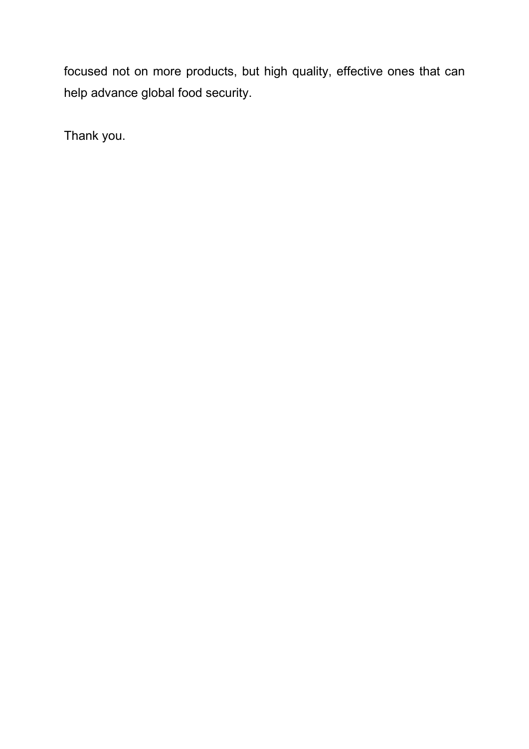focused not on more products, but high quality, effective ones that can help advance global food security.

Thank you.